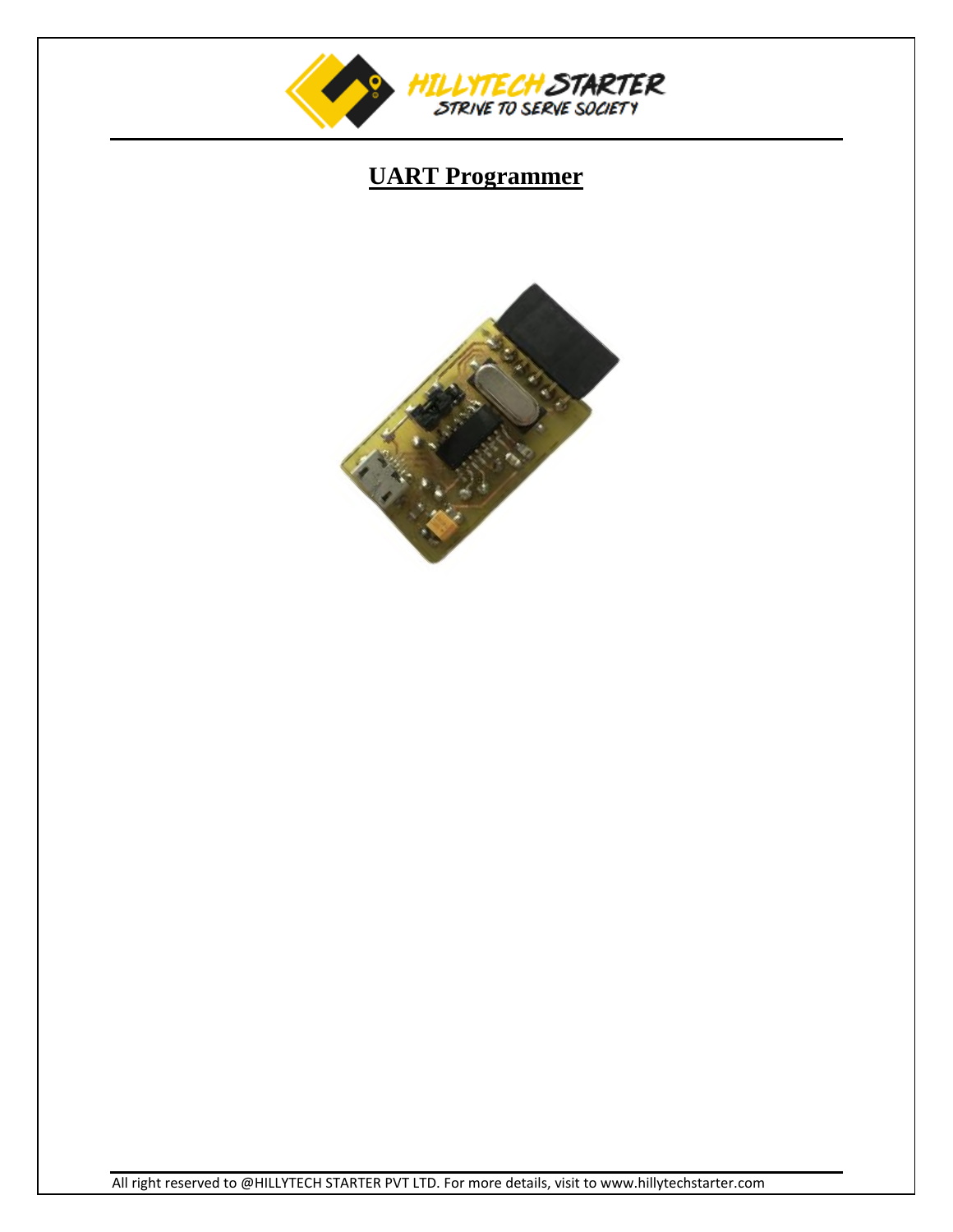# UART Programmer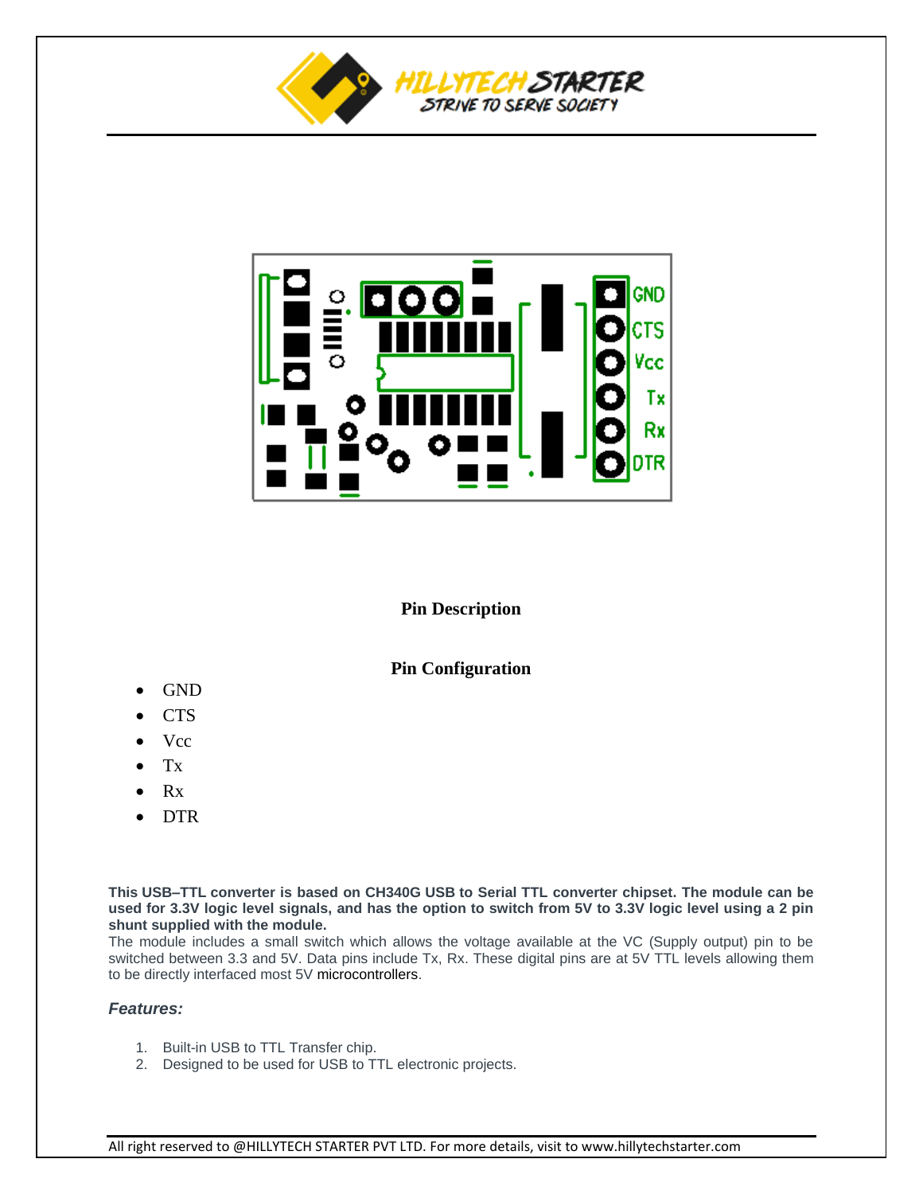## Pin Description

## Pin Configuration

- GND
- CTS
- Vcc
- Tx
- Rx
- DTR

**This USB–TTL converter is based on CH340G USB to Serial TTL converter chipset. The module can be used for 3.3V logic level signals, and has the option to switch from 5V to 3.3V logic level using a 2 pin shunt supplied with the module.**
The module includes a small switch which allows the voltage available at the VC (Supply output) pin to be switched between 3.3 and 5V. Data pins include Tx, Rx. These digital pins are at 5V TTL levels allowing them to be directly interfaced most 5V microcontrollers.

### *Features:*

1. Built-in USB to TTL Transfer chip.
2. Designed to be used for USB to TTL electronic projects.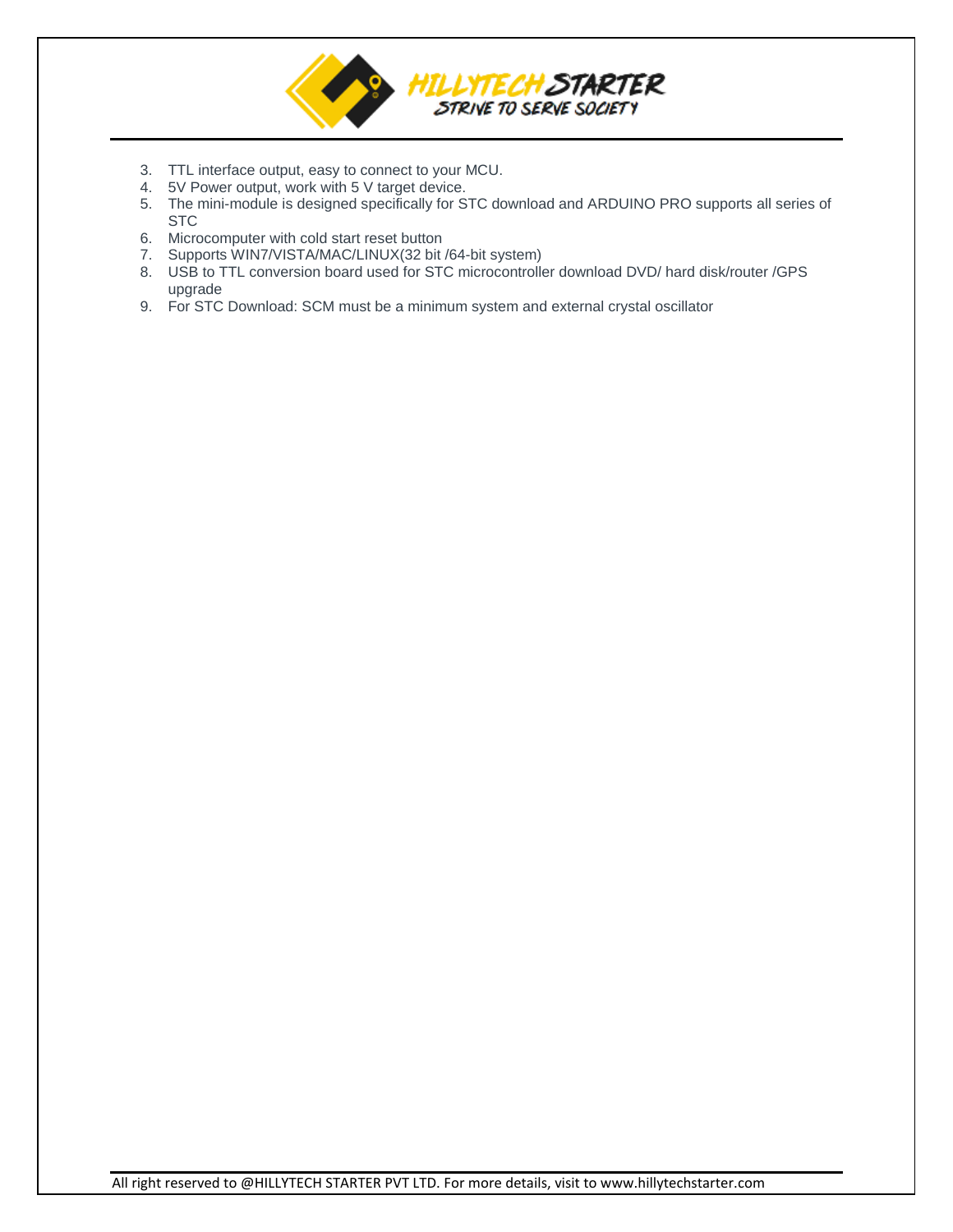3. TTL interface output, easy to connect to your MCU.
4. 5V Power output, work with 5 V target device.
5. The mini-module is designed specifically for STC download and ARDUINO PRO supports all series of STC
6. Microcomputer with cold start reset button
7. Supports WIN7/VISTA/MAC/LINUX(32 bit /64-bit system)
8. USB to TTL conversion board used for STC microcontroller download DVD/ hard disk/router /GPS upgrade
9. For STC Download: SCM must be a minimum system and external crystal oscillator